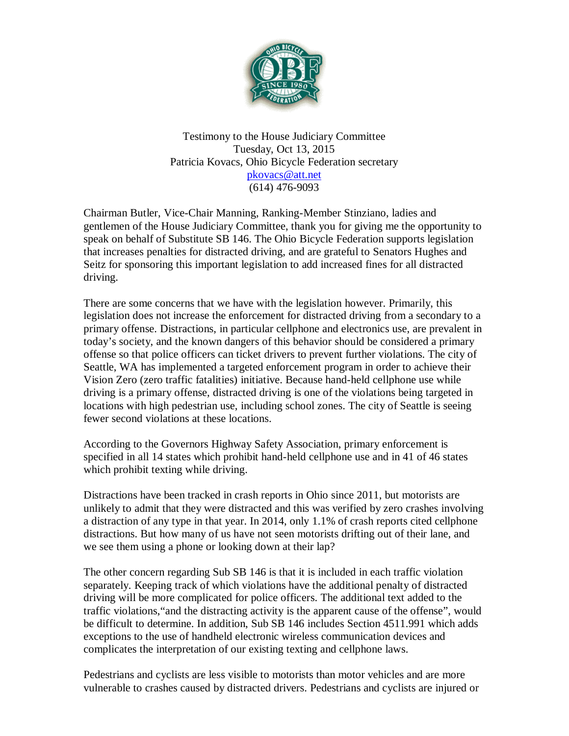Testimony to the House Judiciary Committee
Tuesday, Oct 13, 2015
Patricia Kovacs, Ohio Bicycle Federation secretary
pkovacs@att.net
(614) 476-9093

Chairman Butler, Vice-Chair Manning, Ranking-Member Stinziano, ladies and gentlemen of the House Judiciary Committee, thank you for giving me the opportunity to speak on behalf of Substitute SB 146. The Ohio Bicycle Federation supports legislation that increases penalties for distracted driving, and are grateful to Senators Hughes and Seitz for sponsoring this important legislation to add increased fines for all distracted driving.

There are some concerns that we have with the legislation however. Primarily, this legislation does not increase the enforcement for distracted driving from a secondary to a primary offense. Distractions, in particular cellphone and electronics use, are prevalent in today's society, and the known dangers of this behavior should be considered a primary offense so that police officers can ticket drivers to prevent further violations. The city of Seattle, WA has implemented a targeted enforcement program in order to achieve their Vision Zero (zero traffic fatalities) initiative. Because hand-held cellphone use while driving is a primary offense, distracted driving is one of the violations being targeted in locations with high pedestrian use, including school zones. The city of Seattle is seeing fewer second violations at these locations.

According to the Governors Highway Safety Association, primary enforcement is specified in all 14 states which prohibit hand-held cellphone use and in 41 of 46 states which prohibit texting while driving.

Distractions have been tracked in crash reports in Ohio since 2011, but motorists are unlikely to admit that they were distracted and this was verified by zero crashes involving a distraction of any type in that year. In 2014, only 1.1% of crash reports cited cellphone distractions. But how many of us have not seen motorists drifting out of their lane, and we see them using a phone or looking down at their lap?

The other concern regarding Sub SB 146 is that it is included in each traffic violation separately. Keeping track of which violations have the additional penalty of distracted driving will be more complicated for police officers. The additional text added to the traffic violations,"and the distracting activity is the apparent cause of the offense", would be difficult to determine. In addition, Sub SB 146 includes Section 4511.991 which adds exceptions to the use of handheld electronic wireless communication devices and complicates the interpretation of our existing texting and cellphone laws.

Pedestrians and cyclists are less visible to motorists than motor vehicles and are more vulnerable to crashes caused by distracted drivers. Pedestrians and cyclists are injured or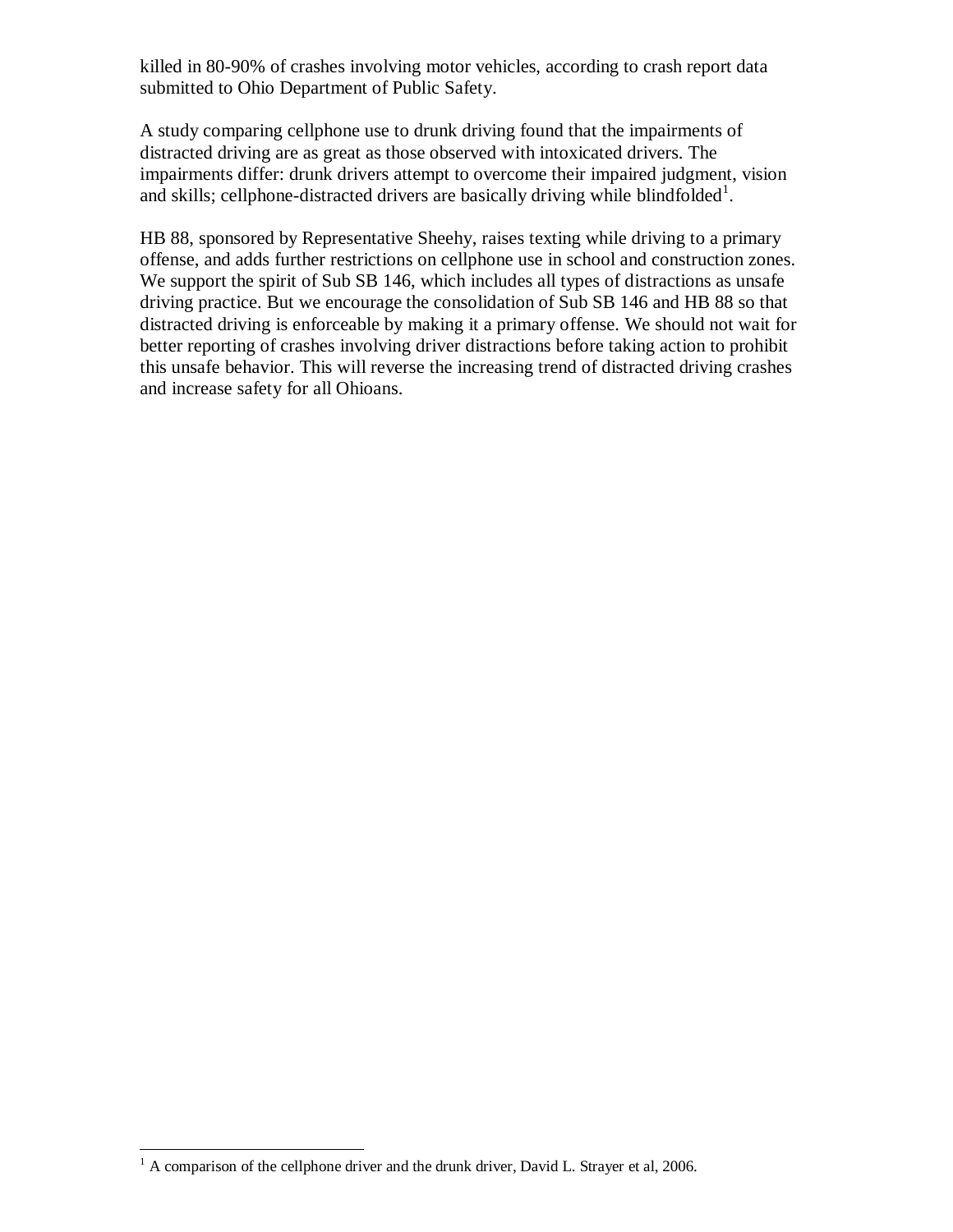killed in 80-90% of crashes involving motor vehicles, according to crash report data submitted to Ohio Department of Public Safety.

A study comparing cellphone use to drunk driving found that the impairments of distracted driving are as great as those observed with intoxicated drivers. The impairments differ: drunk drivers attempt to overcome their impaired judgment, vision and skills; cellphone-distracted drivers are basically driving while blindfolded[1].

HB 88, sponsored by Representative Sheehy, raises texting while driving to a primary offense, and adds further restrictions on cellphone use in school and construction zones. We support the spirit of Sub SB 146, which includes all types of distractions as unsafe driving practice. But we encourage the consolidation of Sub SB 146 and HB 88 so that distracted driving is enforceable by making it a primary offense. We should not wait for better reporting of crashes involving driver distractions before taking action to prohibit this unsafe behavior. This will reverse the increasing trend of distracted driving crashes and increase safety for all Ohioans.

---

[1] A comparison of the cellphone driver and the drunk driver, David L. Strayer et al, 2006.